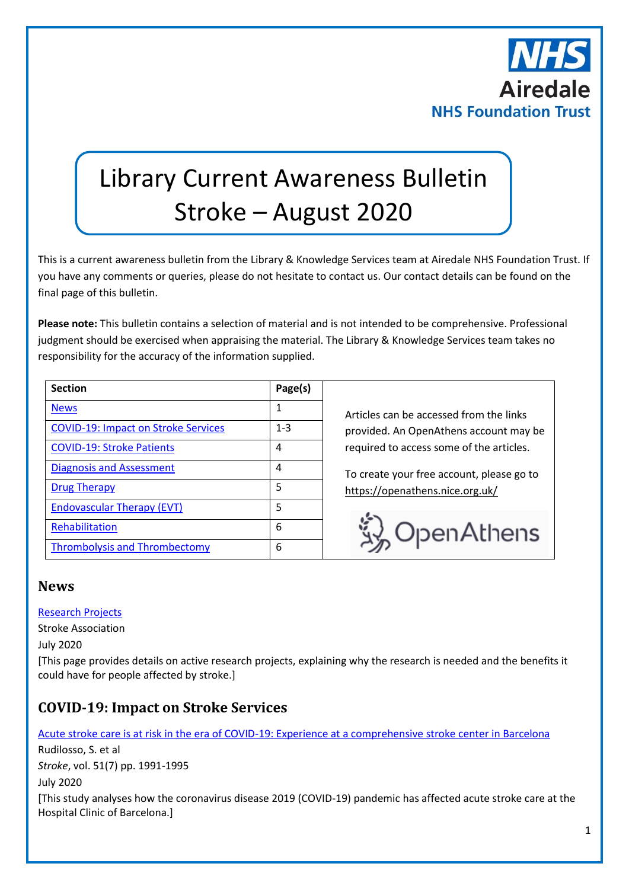# Library Current Awareness Bulletin Stroke – August 2020

This is a current awareness bulletin from the Library & Knowledge Services team at Airedale NHS Foundation Trust. If you have any comments or queries, please do not hesitate to contact us. Our contact details can be found on the final page of this bulletin.

**Please note:** This bulletin contains a selection of material and is not intended to be comprehensive. Professional judgment should be exercised when appraising the material. The Library & Knowledge Services team takes no responsibility for the accuracy of the information supplied.

| Section | Page(s) |
|---|---|
| News | 1 |
| COVID-19: Impact on Stroke Services | 1-3 |
| COVID-19: Stroke Patients | 4 |
| Diagnosis and Assessment | 4 |
| Drug Therapy | 5 |
| Endovascular Therapy (EVT) | 5 |
| Rehabilitation | 6 |
| Thrombolysis and Thrombectomy | 6 |

Articles can be accessed from the links provided. An OpenAthens account may be required to access some of the articles.

To create your free account, please go to https://openathens.nice.org.uk/

## News

Research Projects
Stroke Association
July 2020
[This page provides details on active research projects, explaining why the research is needed and the benefits it could have for people affected by stroke.]

## COVID-19: Impact on Stroke Services

Acute stroke care is at risk in the era of COVID-19: Experience at a comprehensive stroke center in Barcelona
Rudilosso, S. et al
*Stroke*, vol. 51(7) pp. 1991-1995
July 2020
[This study analyses how the coronavirus disease 2019 (COVID-19) pandemic has affected acute stroke care at the Hospital Clinic of Barcelona.]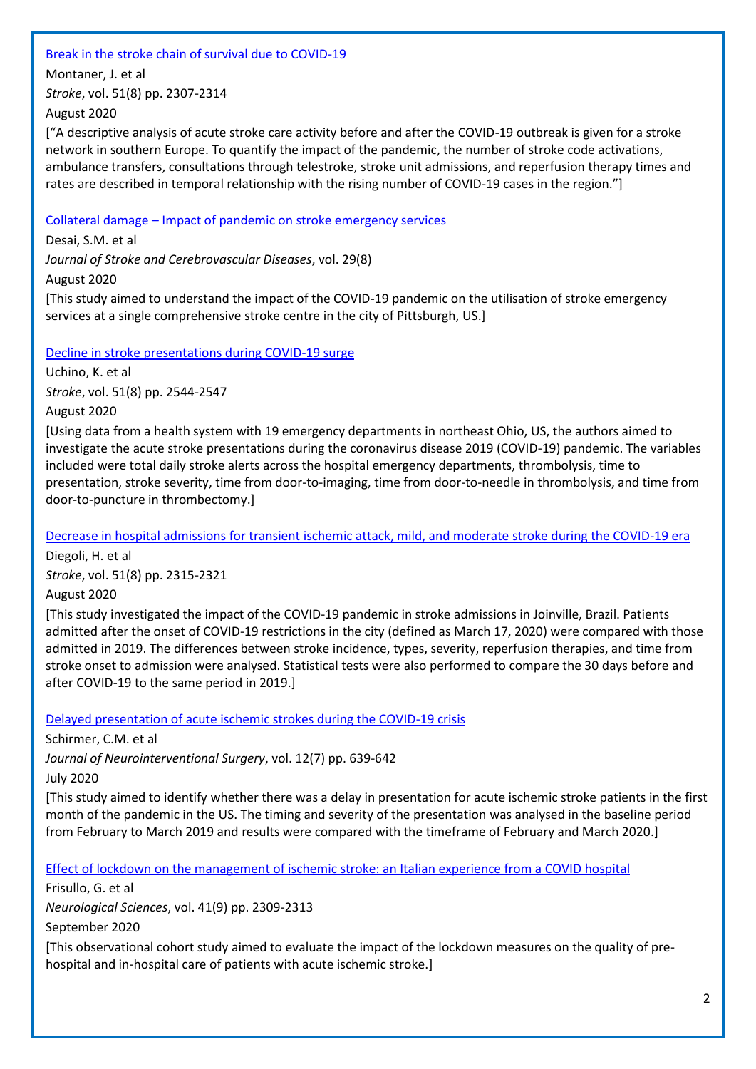[Break in the stroke chain of survival due to COVID-19](#)

Montaner, J. et al

*Stroke*, vol. 51(8) pp. 2307-2314

August 2020

["A descriptive analysis of acute stroke care activity before and after the COVID-19 outbreak is given for a stroke network in southern Europe. To quantify the impact of the pandemic, the number of stroke code activations, ambulance transfers, consultations through telestroke, stroke unit admissions, and reperfusion therapy times and rates are described in temporal relationship with the rising number of COVID-19 cases in the region."]

[Collateral damage – Impact of pandemic on stroke emergency services](#)

Desai, S.M. et al

*Journal of Stroke and Cerebrovascular Diseases*, vol. 29(8)

August 2020

[This study aimed to understand the impact of the COVID-19 pandemic on the utilisation of stroke emergency services at a single comprehensive stroke centre in the city of Pittsburgh, US.]

[Decline in stroke presentations during COVID-19 surge](#)

Uchino, K. et al

*Stroke*, vol. 51(8) pp. 2544-2547

August 2020

[Using data from a health system with 19 emergency departments in northeast Ohio, US, the authors aimed to investigate the acute stroke presentations during the coronavirus disease 2019 (COVID-19) pandemic. The variables included were total daily stroke alerts across the hospital emergency departments, thrombolysis, time to presentation, stroke severity, time from door-to-imaging, time from door-to-needle in thrombolysis, and time from door-to-puncture in thrombectomy.]

[Decrease in hospital admissions for transient ischemic attack, mild, and moderate stroke during the COVID-19 era](#)

Diegoli, H. et al

*Stroke*, vol. 51(8) pp. 2315-2321

August 2020

[This study investigated the impact of the COVID-19 pandemic in stroke admissions in Joinville, Brazil. Patients admitted after the onset of COVID-19 restrictions in the city (defined as March 17, 2020) were compared with those admitted in 2019. The differences between stroke incidence, types, severity, reperfusion therapies, and time from stroke onset to admission were analysed. Statistical tests were also performed to compare the 30 days before and after COVID-19 to the same period in 2019.]

[Delayed presentation of acute ischemic strokes during the COVID-19 crisis](#)

Schirmer, C.M. et al

*Journal of Neurointerventional Surgery*, vol. 12(7) pp. 639-642

July 2020

[This study aimed to identify whether there was a delay in presentation for acute ischemic stroke patients in the first month of the pandemic in the US. The timing and severity of the presentation was analysed in the baseline period from February to March 2019 and results were compared with the timeframe of February and March 2020.]

[Effect of lockdown on the management of ischemic stroke: an Italian experience from a COVID hospital](#)

Frisullo, G. et al

*Neurological Sciences*, vol. 41(9) pp. 2309-2313

September 2020

[This observational cohort study aimed to evaluate the impact of the lockdown measures on the quality of pre-hospital and in-hospital care of patients with acute ischemic stroke.]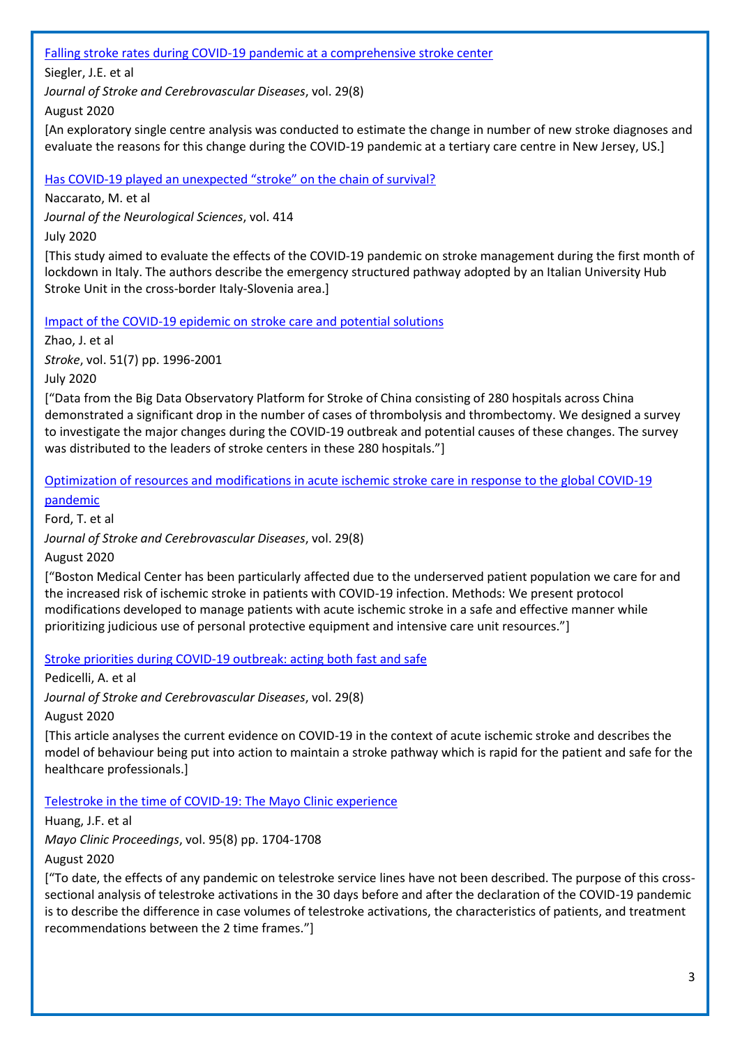[Falling stroke rates during COVID-19 pandemic at a comprehensive stroke center]

Siegler, J.E. et al

*Journal of Stroke and Cerebrovascular Diseases*, vol. 29(8)

August 2020

[An exploratory single centre analysis was conducted to estimate the change in number of new stroke diagnoses and evaluate the reasons for this change during the COVID-19 pandemic at a tertiary care centre in New Jersey, US.]

[Has COVID-19 played an unexpected "stroke" on the chain of survival?]

Naccarato, M. et al

*Journal of the Neurological Sciences*, vol. 414

July 2020

[This study aimed to evaluate the effects of the COVID-19 pandemic on stroke management during the first month of lockdown in Italy. The authors describe the emergency structured pathway adopted by an Italian University Hub Stroke Unit in the cross-border Italy-Slovenia area.]

[Impact of the COVID-19 epidemic on stroke care and potential solutions]

Zhao, J. et al

*Stroke*, vol. 51(7) pp. 1996-2001

July 2020

["Data from the Big Data Observatory Platform for Stroke of China consisting of 280 hospitals across China demonstrated a significant drop in the number of cases of thrombolysis and thrombectomy. We designed a survey to investigate the major changes during the COVID-19 outbreak and potential causes of these changes. The survey was distributed to the leaders of stroke centers in these 280 hospitals."]

[Optimization of resources and modifications in acute ischemic stroke care in response to the global COVID-19 pandemic]

Ford, T. et al

*Journal of Stroke and Cerebrovascular Diseases*, vol. 29(8)

August 2020

["Boston Medical Center has been particularly affected due to the underserved patient population we care for and the increased risk of ischemic stroke in patients with COVID-19 infection. Methods: We present protocol modifications developed to manage patients with acute ischemic stroke in a safe and effective manner while prioritizing judicious use of personal protective equipment and intensive care unit resources."]

[Stroke priorities during COVID-19 outbreak: acting both fast and safe]

Pedicelli, A. et al

*Journal of Stroke and Cerebrovascular Diseases*, vol. 29(8)

August 2020

[This article analyses the current evidence on COVID-19 in the context of acute ischemic stroke and describes the model of behaviour being put into action to maintain a stroke pathway which is rapid for the patient and safe for the healthcare professionals.]

[Telestroke in the time of COVID-19: The Mayo Clinic experience]

Huang, J.F. et al

*Mayo Clinic Proceedings*, vol. 95(8) pp. 1704-1708

August 2020

["To date, the effects of any pandemic on telestroke service lines have not been described. The purpose of this cross-sectional analysis of telestroke activations in the 30 days before and after the declaration of the COVID-19 pandemic is to describe the difference in case volumes of telestroke activations, the characteristics of patients, and treatment recommendations between the 2 time frames."]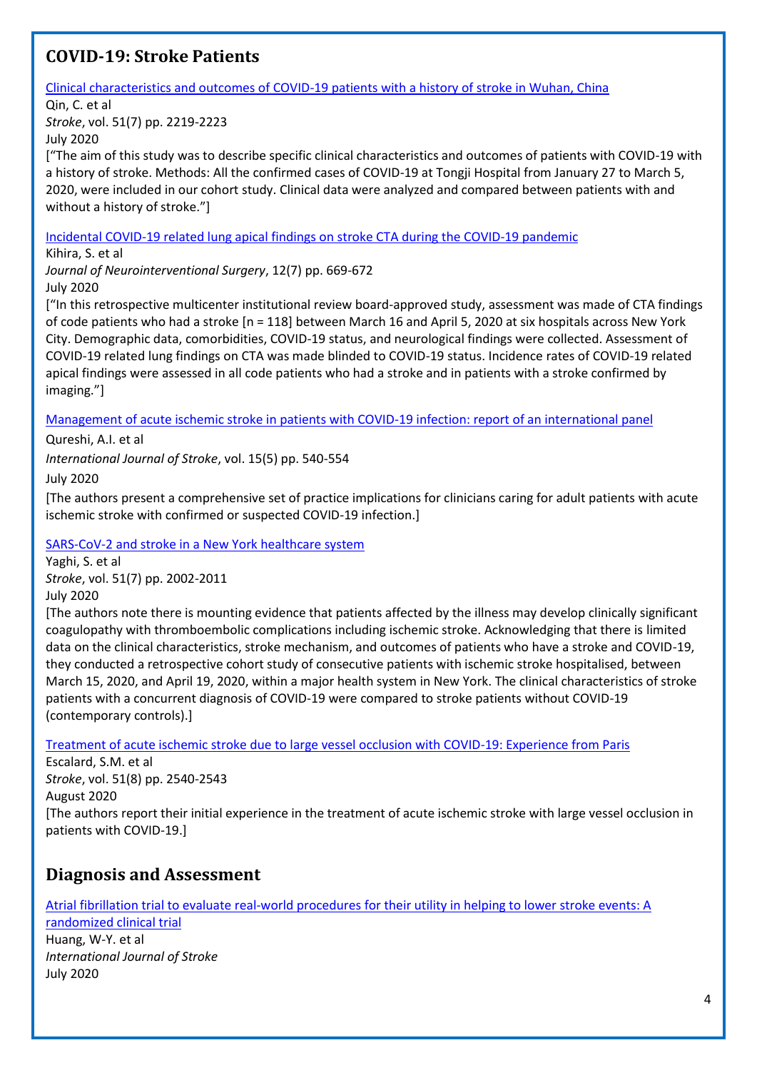## COVID-19: Stroke Patients

[Clinical characteristics and outcomes of COVID-19 patients with a history of stroke in Wuhan, China]

Qin, C. et al
*Stroke*, vol. 51(7) pp. 2219-2223
July 2020

["The aim of this study was to describe specific clinical characteristics and outcomes of patients with COVID-19 with a history of stroke. Methods: All the confirmed cases of COVID-19 at Tongji Hospital from January 27 to March 5, 2020, were included in our cohort study. Clinical data were analyzed and compared between patients with and without a history of stroke."]

[Incidental COVID-19 related lung apical findings on stroke CTA during the COVID-19 pandemic]

Kihira, S. et al
*Journal of Neurointerventional Surgery*, 12(7) pp. 669-672
July 2020

["In this retrospective multicenter institutional review board-approved study, assessment was made of CTA findings of code patients who had a stroke [n = 118] between March 16 and April 5, 2020 at six hospitals across New York City. Demographic data, comorbidities, COVID-19 status, and neurological findings were collected. Assessment of COVID-19 related lung findings on CTA was made blinded to COVID-19 status. Incidence rates of COVID-19 related apical findings were assessed in all code patients who had a stroke and in patients with a stroke confirmed by imaging."]

[Management of acute ischemic stroke in patients with COVID-19 infection: report of an international panel]

Qureshi, A.I. et al

*International Journal of Stroke*, vol. 15(5) pp. 540-554

July 2020

[The authors present a comprehensive set of practice implications for clinicians caring for adult patients with acute ischemic stroke with confirmed or suspected COVID-19 infection.]

[SARS-CoV-2 and stroke in a New York healthcare system]

Yaghi, S. et al
*Stroke*, vol. 51(7) pp. 2002-2011
July 2020

[The authors note there is mounting evidence that patients affected by the illness may develop clinically significant coagulopathy with thromboembolic complications including ischemic stroke. Acknowledging that there is limited data on the clinical characteristics, stroke mechanism, and outcomes of patients who have a stroke and COVID-19, they conducted a retrospective cohort study of consecutive patients with ischemic stroke hospitalised, between March 15, 2020, and April 19, 2020, within a major health system in New York. The clinical characteristics of stroke patients with a concurrent diagnosis of COVID-19 were compared to stroke patients without COVID-19 (contemporary controls).]

[Treatment of acute ischemic stroke due to large vessel occlusion with COVID-19: Experience from Paris]

Escalard, S.M. et al
*Stroke*, vol. 51(8) pp. 2540-2543
August 2020

[The authors report their initial experience in the treatment of acute ischemic stroke with large vessel occlusion in patients with COVID-19.]

## Diagnosis and Assessment

[Atrial fibrillation trial to evaluate real-world procedures for their utility in helping to lower stroke events: A randomized clinical trial]

Huang, W-Y. et al
*International Journal of Stroke*
July 2020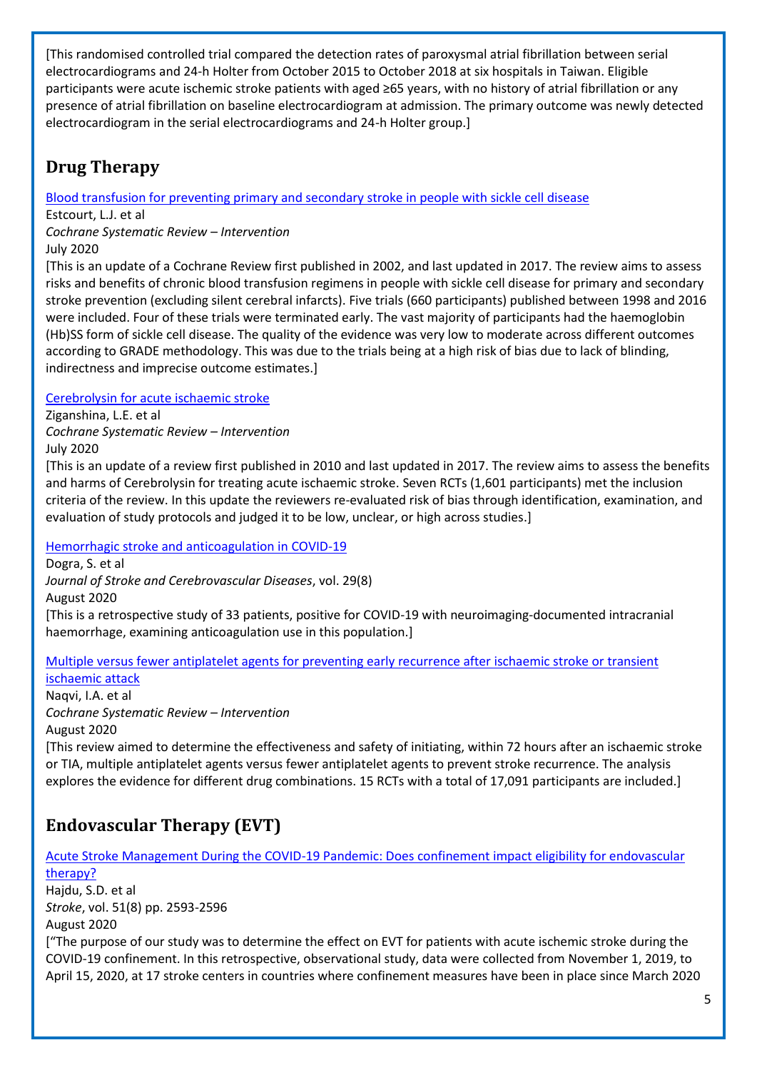[This randomised controlled trial compared the detection rates of paroxysmal atrial fibrillation between serial electrocardiograms and 24-h Holter from October 2015 to October 2018 at six hospitals in Taiwan. Eligible participants were acute ischemic stroke patients with aged ≥65 years, with no history of atrial fibrillation or any presence of atrial fibrillation on baseline electrocardiogram at admission. The primary outcome was newly detected electrocardiogram in the serial electrocardiograms and 24-h Holter group.]

## Drug Therapy

Blood transfusion for preventing primary and secondary stroke in people with sickle cell disease
Estcourt, L.J. et al
*Cochrane Systematic Review – Intervention*
July 2020
[This is an update of a Cochrane Review first published in 2002, and last updated in 2017. The review aims to assess risks and benefits of chronic blood transfusion regimens in people with sickle cell disease for primary and secondary stroke prevention (excluding silent cerebral infarcts). Five trials (660 participants) published between 1998 and 2016 were included. Four of these trials were terminated early. The vast majority of participants had the haemoglobin (Hb)SS form of sickle cell disease. The quality of the evidence was very low to moderate across different outcomes according to GRADE methodology. This was due to the trials being at a high risk of bias due to lack of blinding, indirectness and imprecise outcome estimates.]

Cerebrolysin for acute ischaemic stroke
Ziganshina, L.E. et al
*Cochrane Systematic Review – Intervention*
July 2020
[This is an update of a review first published in 2010 and last updated in 2017. The review aims to assess the benefits and harms of Cerebrolysin for treating acute ischaemic stroke. Seven RCTs (1,601 participants) met the inclusion criteria of the review. In this update the reviewers re-evaluated risk of bias through identification, examination, and evaluation of study protocols and judged it to be low, unclear, or high across studies.]

Hemorrhagic stroke and anticoagulation in COVID-19
Dogra, S. et al
*Journal of Stroke and Cerebrovascular Diseases*, vol. 29(8)
August 2020
[This is a retrospective study of 33 patients, positive for COVID-19 with neuroimaging-documented intracranial haemorrhage, examining anticoagulation use in this population.]

Multiple versus fewer antiplatelet agents for preventing early recurrence after ischaemic stroke or transient ischaemic attack
Naqvi, I.A. et al
*Cochrane Systematic Review – Intervention*
August 2020
[This review aimed to determine the effectiveness and safety of initiating, within 72 hours after an ischaemic stroke or TIA, multiple antiplatelet agents versus fewer antiplatelet agents to prevent stroke recurrence. The analysis explores the evidence for different drug combinations. 15 RCTs with a total of 17,091 participants are included.]

## Endovascular Therapy (EVT)

Acute Stroke Management During the COVID-19 Pandemic: Does confinement impact eligibility for endovascular therapy?
Hajdu, S.D. et al
*Stroke*, vol. 51(8) pp. 2593-2596
August 2020
["The purpose of our study was to determine the effect on EVT for patients with acute ischemic stroke during the COVID-19 confinement. In this retrospective, observational study, data were collected from November 1, 2019, to April 15, 2020, at 17 stroke centers in countries where confinement measures have been in place since March 2020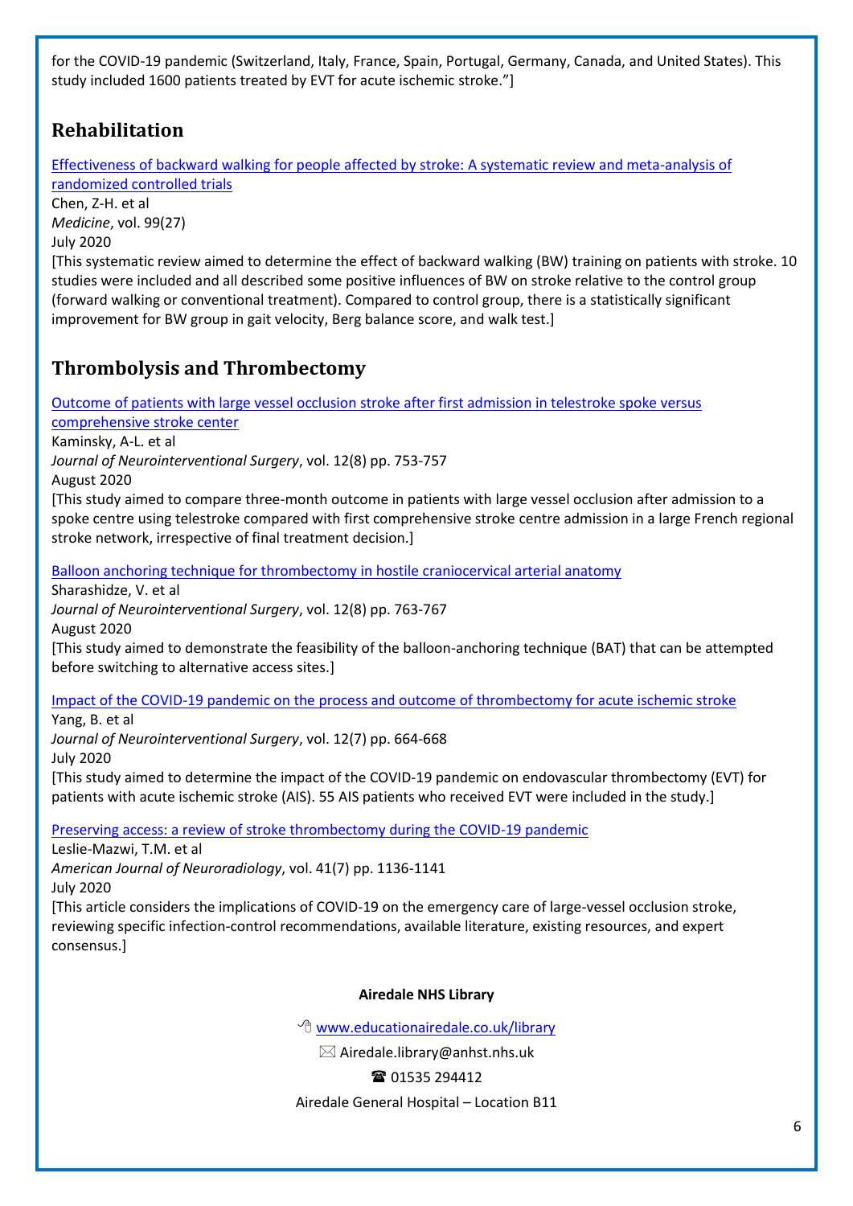for the COVID-19 pandemic (Switzerland, Italy, France, Spain, Portugal, Germany, Canada, and United States). This study included 1600 patients treated by EVT for acute ischemic stroke."]

## Rehabilitation

Effectiveness of backward walking for people affected by stroke: A systematic review and meta-analysis of randomized controlled trials
Chen, Z-H. et al
*Medicine*, vol. 99(27)
July 2020
[This systematic review aimed to determine the effect of backward walking (BW) training on patients with stroke. 10 studies were included and all described some positive influences of BW on stroke relative to the control group (forward walking or conventional treatment). Compared to control group, there is a statistically significant improvement for BW group in gait velocity, Berg balance score, and walk test.]

## Thrombolysis and Thrombectomy

Outcome of patients with large vessel occlusion stroke after first admission in telestroke spoke versus comprehensive stroke center
Kaminsky, A-L. et al
*Journal of Neurointerventional Surgery*, vol. 12(8) pp. 753-757
August 2020
[This study aimed to compare three-month outcome in patients with large vessel occlusion after admission to a spoke centre using telestroke compared with first comprehensive stroke centre admission in a large French regional stroke network, irrespective of final treatment decision.]

Balloon anchoring technique for thrombectomy in hostile craniocervical arterial anatomy
Sharashidze, V. et al
*Journal of Neurointerventional Surgery*, vol. 12(8) pp. 763-767
August 2020
[This study aimed to demonstrate the feasibility of the balloon-anchoring technique (BAT) that can be attempted before switching to alternative access sites.]

Impact of the COVID-19 pandemic on the process and outcome of thrombectomy for acute ischemic stroke
Yang, B. et al
*Journal of Neurointerventional Surgery*, vol. 12(7) pp. 664-668
July 2020
[This study aimed to determine the impact of the COVID-19 pandemic on endovascular thrombectomy (EVT) for patients with acute ischemic stroke (AIS). 55 AIS patients who received EVT were included in the study.]

Preserving access: a review of stroke thrombectomy during the COVID-19 pandemic
Leslie-Mazwi, T.M. et al
*American Journal of Neuroradiology*, vol. 41(7) pp. 1136-1141
July 2020
[This article considers the implications of COVID-19 on the emergency care of large-vessel occlusion stroke, reviewing specific infection-control recommendations, available literature, existing resources, and expert consensus.]

**Airedale NHS Library**

www.educationairedale.co.uk/library

Airedale.library@anhst.nhs.uk

01535 294412

Airedale General Hospital – Location B11